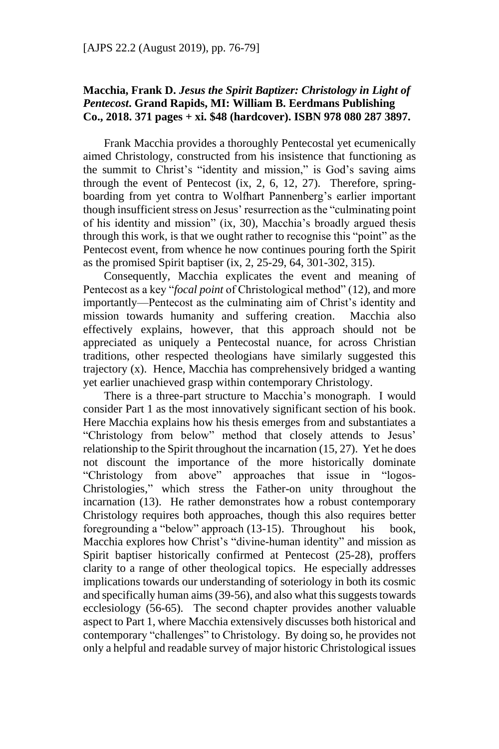**Macchia, Frank D.** ***Jesus the Spirit Baptizer: Christology in Light of Pentecost*****. Grand Rapids, MI: William B. Eerdmans Publishing Co., 2018. 371 pages + xi. $48 (hardcover). ISBN 978 080 287 3897.**

Frank Macchia provides a thoroughly Pentecostal yet ecumenically aimed Christology, constructed from his insistence that functioning as the summit to Christ's "identity and mission," is God's saving aims through the event of Pentecost (ix, 2, 6, 12, 27). Therefore, spring-boarding from yet contra to Wolfhart Pannenberg's earlier important though insufficient stress on Jesus' resurrection as the "culminating point of his identity and mission" (ix, 30), Macchia's broadly argued thesis through this work, is that we ought rather to recognise this "point" as the Pentecost event, from whence he now continues pouring forth the Spirit as the promised Spirit baptiser (ix, 2, 25-29, 64, 301-302, 315).

Consequently, Macchia explicates the event and meaning of Pentecost as a key "*focal point* of Christological method" (12), and more importantly—Pentecost as the culminating aim of Christ's identity and mission towards humanity and suffering creation. Macchia also effectively explains, however, that this approach should not be appreciated as uniquely a Pentecostal nuance, for across Christian traditions, other respected theologians have similarly suggested this trajectory (x). Hence, Macchia has comprehensively bridged a wanting yet earlier unachieved grasp within contemporary Christology.

There is a three-part structure to Macchia's monograph. I would consider Part 1 as the most innovatively significant section of his book. Here Macchia explains how his thesis emerges from and substantiates a "Christology from below" method that closely attends to Jesus' relationship to the Spirit throughout the incarnation (15, 27). Yet he does not discount the importance of the more historically dominate "Christology from above" approaches that issue in "logos-Christologies," which stress the Father-on unity throughout the incarnation (13). He rather demonstrates how a robust contemporary Christology requires both approaches, though this also requires better foregrounding a "below" approach (13-15). Throughout his book, Macchia explores how Christ's "divine-human identity" and mission as Spirit baptiser historically confirmed at Pentecost (25-28), proffers clarity to a range of other theological topics. He especially addresses implications towards our understanding of soteriology in both its cosmic and specifically human aims (39-56), and also what this suggests towards ecclesiology (56-65). The second chapter provides another valuable aspect to Part 1, where Macchia extensively discusses both historical and contemporary "challenges" to Christology. By doing so, he provides not only a helpful and readable survey of major historic Christological issues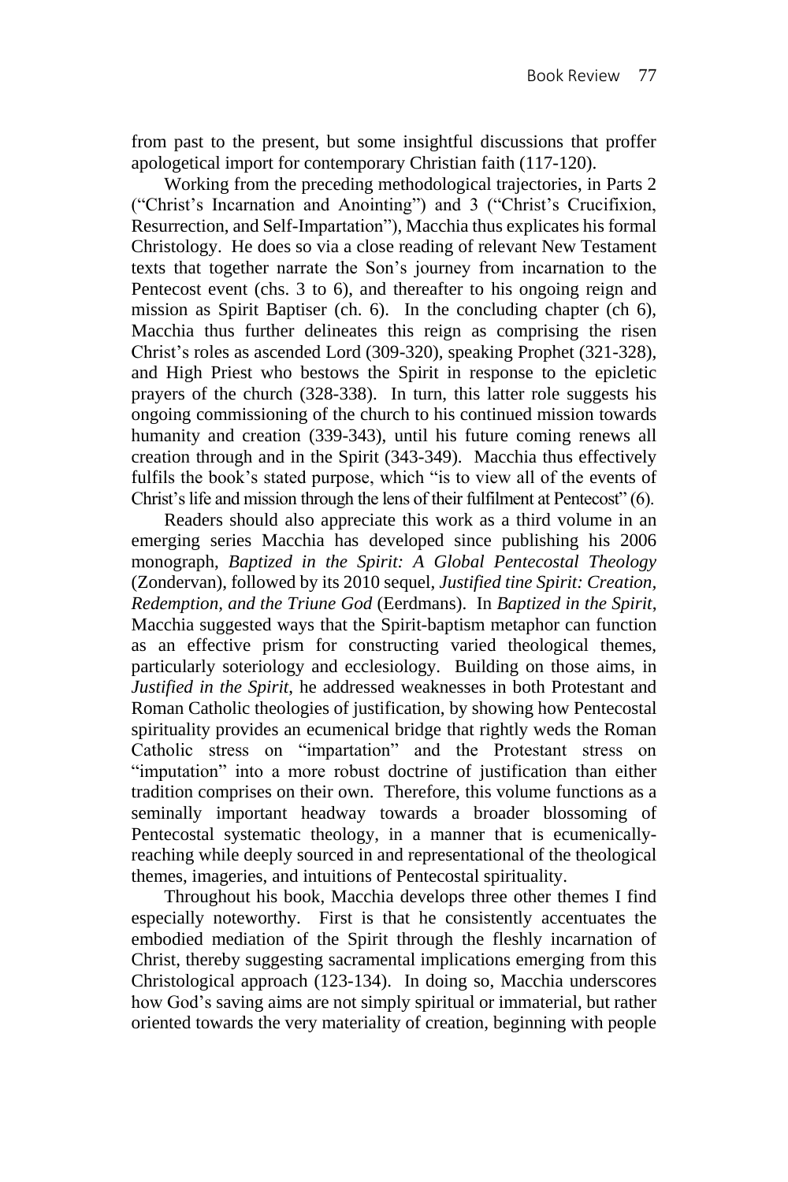from past to the present, but some insightful discussions that proffer apologetical import for contemporary Christian faith (117-120).

Working from the preceding methodological trajectories, in Parts 2 ("Christ's Incarnation and Anointing") and 3 ("Christ's Crucifixion, Resurrection, and Self-Impartation"), Macchia thus explicates his formal Christology. He does so via a close reading of relevant New Testament texts that together narrate the Son's journey from incarnation to the Pentecost event (chs. 3 to 6), and thereafter to his ongoing reign and mission as Spirit Baptiser (ch. 6). In the concluding chapter (ch 6), Macchia thus further delineates this reign as comprising the risen Christ's roles as ascended Lord (309-320), speaking Prophet (321-328), and High Priest who bestows the Spirit in response to the epicletic prayers of the church (328-338). In turn, this latter role suggests his ongoing commissioning of the church to his continued mission towards humanity and creation (339-343), until his future coming renews all creation through and in the Spirit (343-349). Macchia thus effectively fulfils the book's stated purpose, which "is to view all of the events of Christ's life and mission through the lens of their fulfilment at Pentecost" (6).

Readers should also appreciate this work as a third volume in an emerging series Macchia has developed since publishing his 2006 monograph, *Baptized in the Spirit: A Global Pentecostal Theology* (Zondervan), followed by its 2010 sequel, *Justified tine Spirit: Creation, Redemption, and the Triune God* (Eerdmans). In *Baptized in the Spirit*, Macchia suggested ways that the Spirit-baptism metaphor can function as an effective prism for constructing varied theological themes, particularly soteriology and ecclesiology. Building on those aims, in *Justified in the Spirit*, he addressed weaknesses in both Protestant and Roman Catholic theologies of justification, by showing how Pentecostal spirituality provides an ecumenical bridge that rightly weds the Roman Catholic stress on "impartation" and the Protestant stress on "imputation" into a more robust doctrine of justification than either tradition comprises on their own. Therefore, this volume functions as a seminally important headway towards a broader blossoming of Pentecostal systematic theology, in a manner that is ecumenically-reaching while deeply sourced in and representational of the theological themes, imageries, and intuitions of Pentecostal spirituality.

Throughout his book, Macchia develops three other themes I find especially noteworthy. First is that he consistently accentuates the embodied mediation of the Spirit through the fleshly incarnation of Christ, thereby suggesting sacramental implications emerging from this Christological approach (123-134). In doing so, Macchia underscores how God's saving aims are not simply spiritual or immaterial, but rather oriented towards the very materiality of creation, beginning with people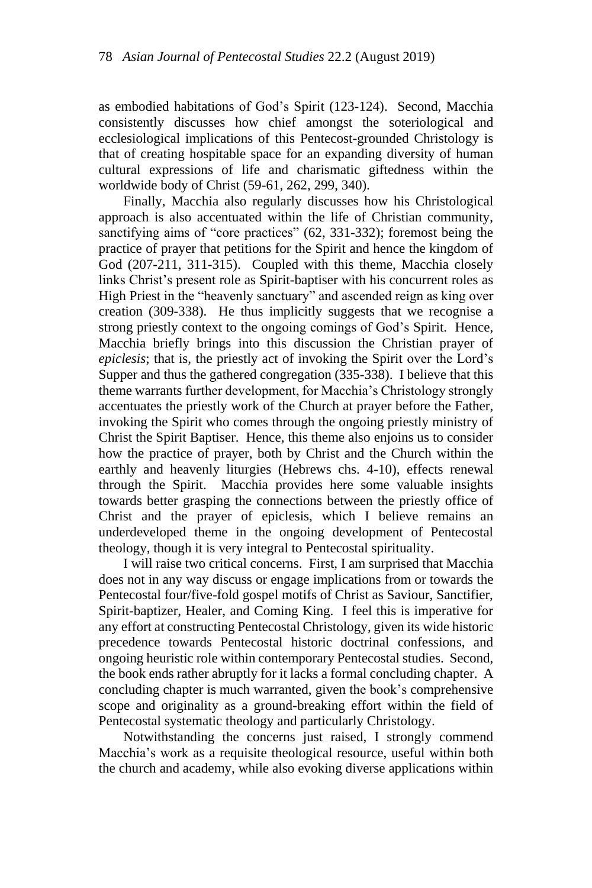as embodied habitations of God's Spirit (123-124). Second, Macchia consistently discusses how chief amongst the soteriological and ecclesiological implications of this Pentecost-grounded Christology is that of creating hospitable space for an expanding diversity of human cultural expressions of life and charismatic giftedness within the worldwide body of Christ (59-61, 262, 299, 340).

Finally, Macchia also regularly discusses how his Christological approach is also accentuated within the life of Christian community, sanctifying aims of "core practices" (62, 331-332); foremost being the practice of prayer that petitions for the Spirit and hence the kingdom of God (207-211, 311-315). Coupled with this theme, Macchia closely links Christ's present role as Spirit-baptiser with his concurrent roles as High Priest in the "heavenly sanctuary" and ascended reign as king over creation (309-338). He thus implicitly suggests that we recognise a strong priestly context to the ongoing comings of God's Spirit. Hence, Macchia briefly brings into this discussion the Christian prayer of *epiclesis*; that is, the priestly act of invoking the Spirit over the Lord's Supper and thus the gathered congregation (335-338). I believe that this theme warrants further development, for Macchia's Christology strongly accentuates the priestly work of the Church at prayer before the Father, invoking the Spirit who comes through the ongoing priestly ministry of Christ the Spirit Baptiser. Hence, this theme also enjoins us to consider how the practice of prayer, both by Christ and the Church within the earthly and heavenly liturgies (Hebrews chs. 4-10), effects renewal through the Spirit. Macchia provides here some valuable insights towards better grasping the connections between the priestly office of Christ and the prayer of epiclesis, which I believe remains an underdeveloped theme in the ongoing development of Pentecostal theology, though it is very integral to Pentecostal spirituality.

I will raise two critical concerns. First, I am surprised that Macchia does not in any way discuss or engage implications from or towards the Pentecostal four/five-fold gospel motifs of Christ as Saviour, Sanctifier, Spirit-baptizer, Healer, and Coming King. I feel this is imperative for any effort at constructing Pentecostal Christology, given its wide historic precedence towards Pentecostal historic doctrinal confessions, and ongoing heuristic role within contemporary Pentecostal studies. Second, the book ends rather abruptly for it lacks a formal concluding chapter. A concluding chapter is much warranted, given the book's comprehensive scope and originality as a ground-breaking effort within the field of Pentecostal systematic theology and particularly Christology.

Notwithstanding the concerns just raised, I strongly commend Macchia's work as a requisite theological resource, useful within both the church and academy, while also evoking diverse applications within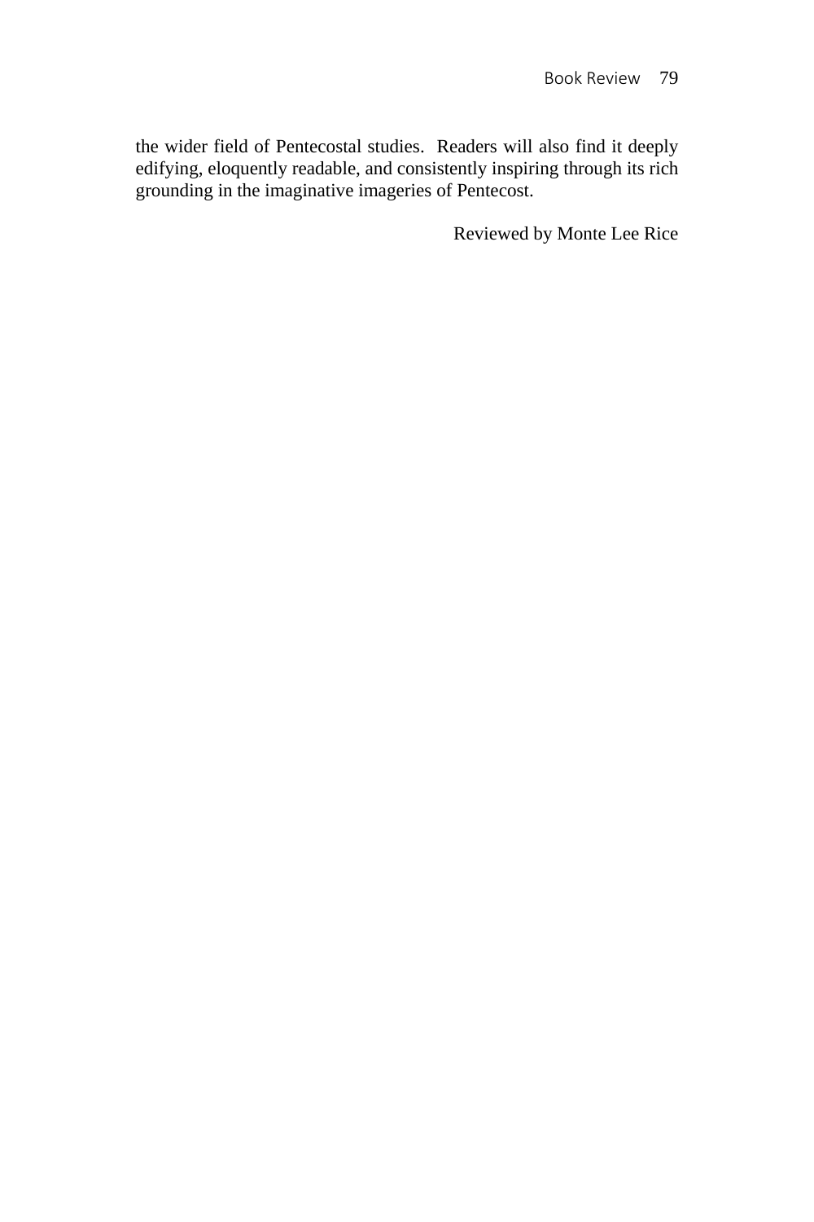the wider field of Pentecostal studies. Readers will also find it deeply edifying, eloquently readable, and consistently inspiring through its rich grounding in the imaginative imageries of Pentecost.

Reviewed by Monte Lee Rice